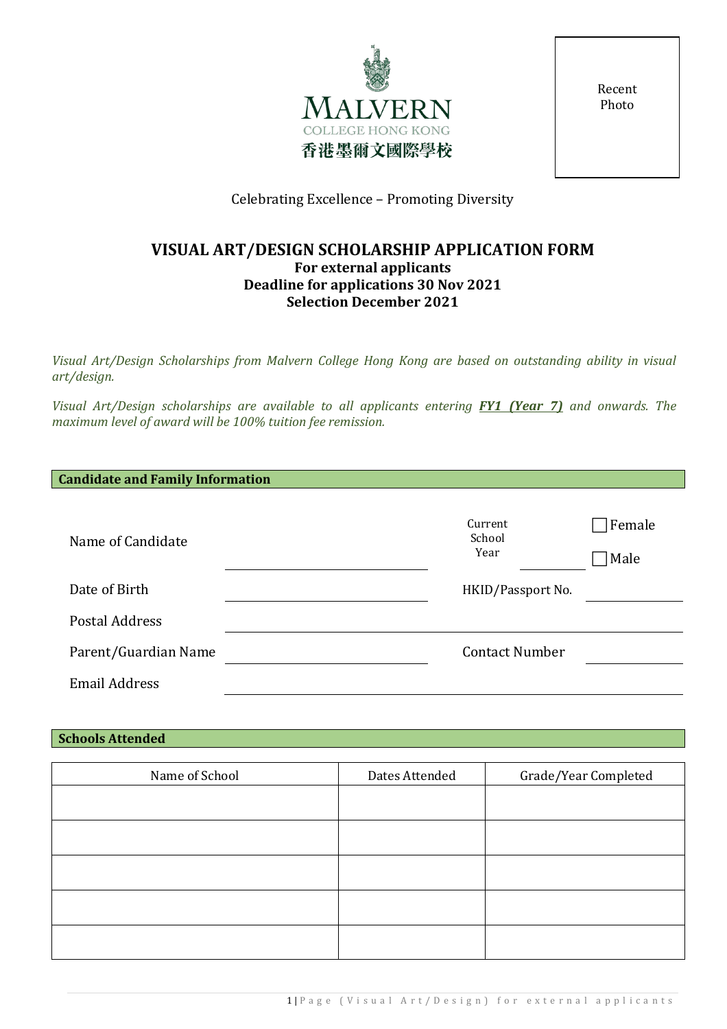MALVERN
COLLEGE HONG KONG
香港墨爾文國際學校

Recent Photo

Celebrating Excellence – Promoting Diversity

# VISUAL ART/DESIGN SCHOLARSHIP APPLICATION FORM

**For external applicants**
**Deadline for applications 30 Nov 2021**
**Selection December 2021**

*Visual Art/Design Scholarships from Malvern College Hong Kong are based on outstanding ability in visual art/design.*

*Visual Art/Design scholarships are available to all applicants entering **FY1 (Year 7)** and onwards. The maximum level of award will be 100% tuition fee remission.*

## Candidate and Family Information

Name of Candidate ____________________ Current School Year ________ ☐ Female ☐ Male

Date of Birth ____________________ HKID/Passport No. ____________

Postal Address ________________________________________

Parent/Guardian Name ____________________ Contact Number ____________

Email Address ________________________________________

## Schools Attended

| Name of School | Dates Attended | Grade/Year Completed |
|---|---|---|
| | | |
| | | |
| | | |
| | | |
| | | |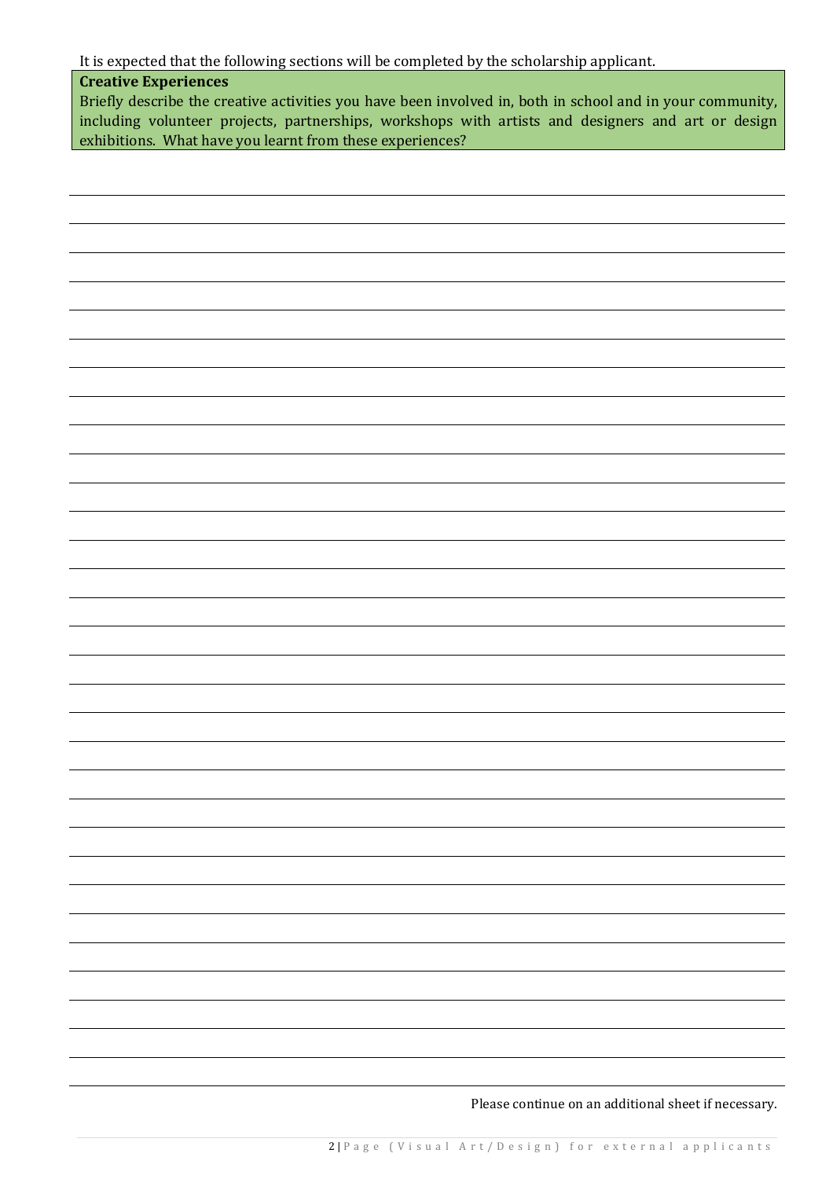It is expected that the following sections will be completed by the scholarship applicant.

**Creative Experiences**

Briefly describe the creative activities you have been involved in, both in school and in your community, including volunteer projects, partnerships, workshops with artists and designers and art or design exhibitions. What have you learnt from these experiences?

Please continue on an additional sheet if necessary.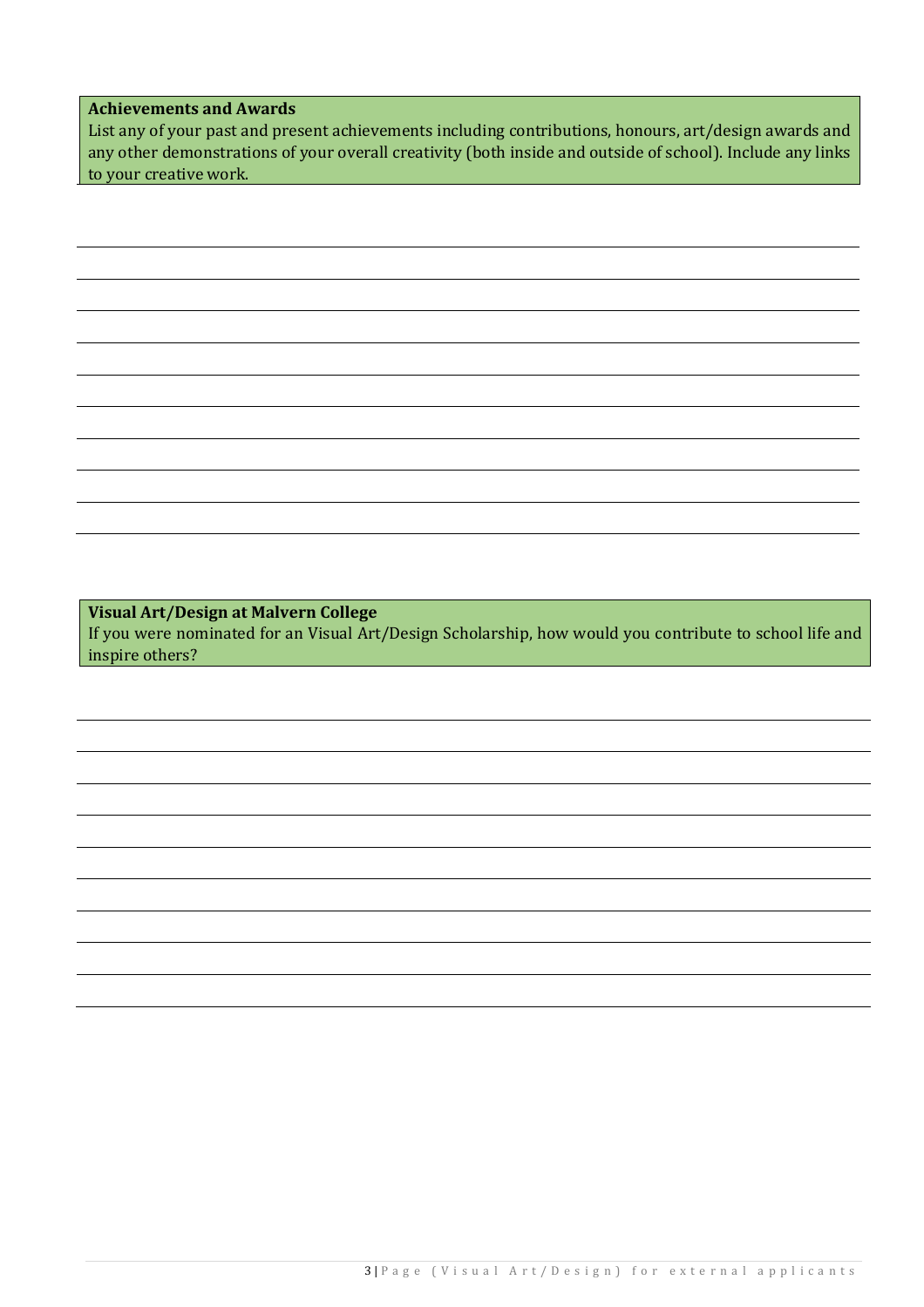**Achievements and Awards**

List any of your past and present achievements including contributions, honours, art/design awards and any other demonstrations of your overall creativity (both inside and outside of school). Include any links to your creative work.

**Visual Art/Design at Malvern College**

If you were nominated for an Visual Art/Design Scholarship, how would you contribute to school life and inspire others?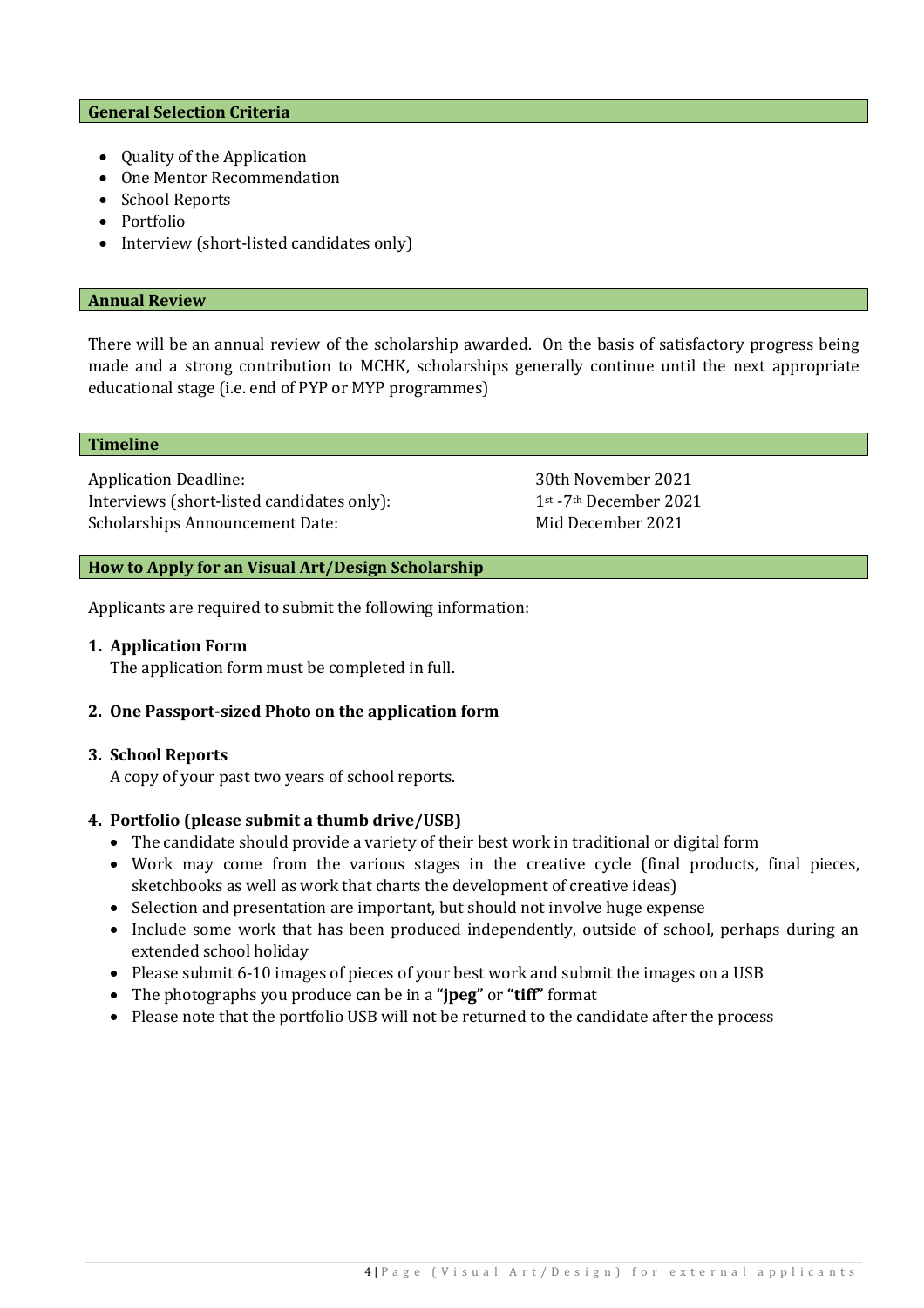## General Selection Criteria

- Quality of the Application
- One Mentor Recommendation
- School Reports
- Portfolio
- Interview (short-listed candidates only)

## Annual Review

There will be an annual review of the scholarship awarded. On the basis of satisfactory progress being made and a strong contribution to MCHK, scholarships generally continue until the next appropriate educational stage (i.e. end of PYP or MYP programmes)

## Timeline

| | |
|---|---|
| Application Deadline: | 30th November 2021 |
| Interviews (short-listed candidates only): | 1st -7th December 2021 |
| Scholarships Announcement Date: | Mid December 2021 |

## How to Apply for an Visual Art/Design Scholarship

Applicants are required to submit the following information:

1. **Application Form**
   The application form must be completed in full.

2. **One Passport-sized Photo on the application form**

3. **School Reports**
   A copy of your past two years of school reports.

4. **Portfolio (please submit a thumb drive/USB)**
   - The candidate should provide a variety of their best work in traditional or digital form
   - Work may come from the various stages in the creative cycle (final products, final pieces, sketchbooks as well as work that charts the development of creative ideas)
   - Selection and presentation are important, but should not involve huge expense
   - Include some work that has been produced independently, outside of school, perhaps during an extended school holiday
   - Please submit 6-10 images of pieces of your best work and submit the images on a USB
   - The photographs you produce can be in a **"jpeg"** or **"tiff"** format
   - Please note that the portfolio USB will not be returned to the candidate after the process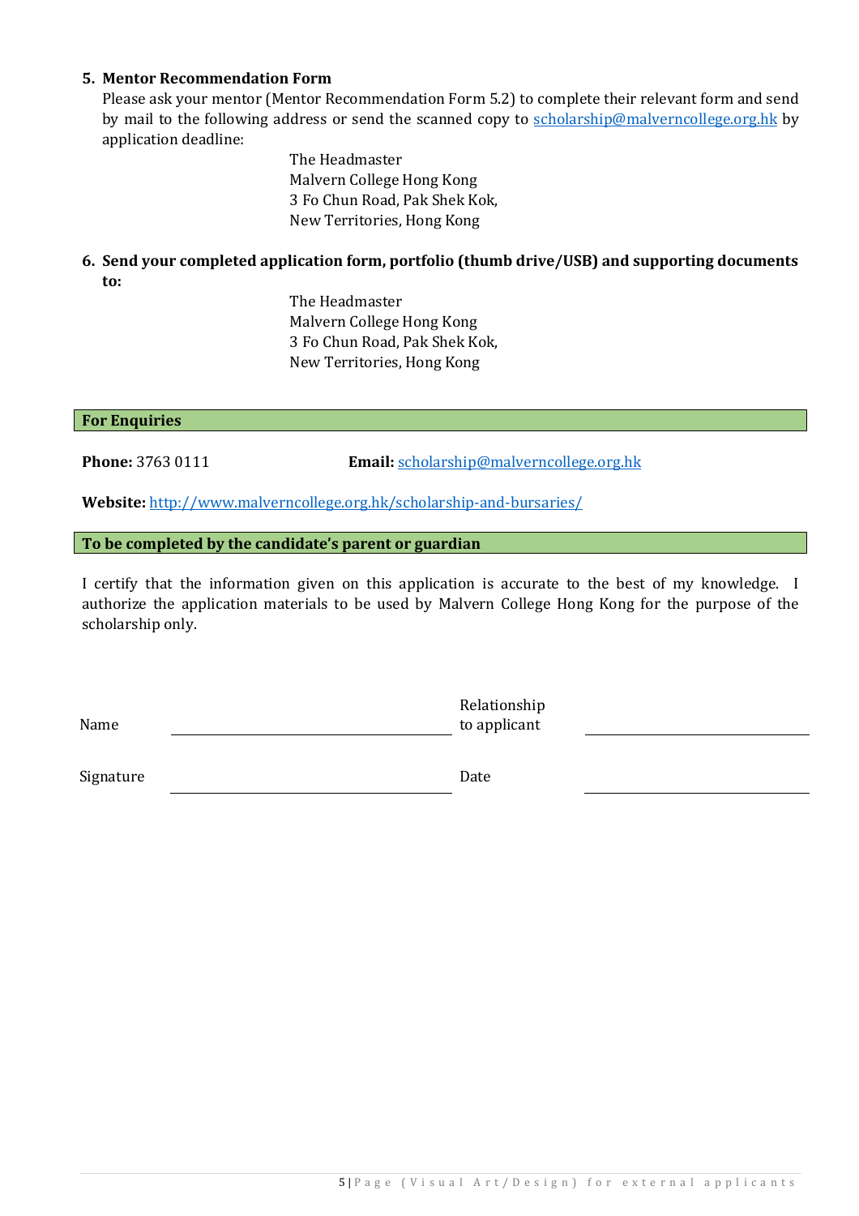5. **Mentor Recommendation Form**
   Please ask your mentor (Mentor Recommendation Form 5.2) to complete their relevant form and send by mail to the following address or send the scanned copy to scholarship@malverncollege.org.hk by application deadline:

   The Headmaster
   Malvern College Hong Kong
   3 Fo Chun Road, Pak Shek Kok,
   New Territories, Hong Kong

6. **Send your completed application form, portfolio (thumb drive/USB) and supporting documents to:**

   The Headmaster
   Malvern College Hong Kong
   3 Fo Chun Road, Pak Shek Kok,
   New Territories, Hong Kong

## For Enquiries

**Phone:** 3763 0111 **Email:** scholarship@malverncollege.org.hk

**Website:** http://www.malverncollege.org.hk/scholarship-and-bursaries/

## To be completed by the candidate's parent or guardian

I certify that the information given on this application is accurate to the best of my knowledge. I authorize the application materials to be used by Malvern College Hong Kong for the purpose of the scholarship only.

| | | | |
|---|---|---|---|
| Name | \_\_\_\_\_\_\_\_\_\_\_\_\_\_\_\_\_\_\_\_ | Relationship to applicant | \_\_\_\_\_\_\_\_\_\_\_\_\_\_\_\_\_\_\_\_ |
| Signature | \_\_\_\_\_\_\_\_\_\_\_\_\_\_\_\_\_\_\_\_ | Date | \_\_\_\_\_\_\_\_\_\_\_\_\_\_\_\_\_\_\_\_ |